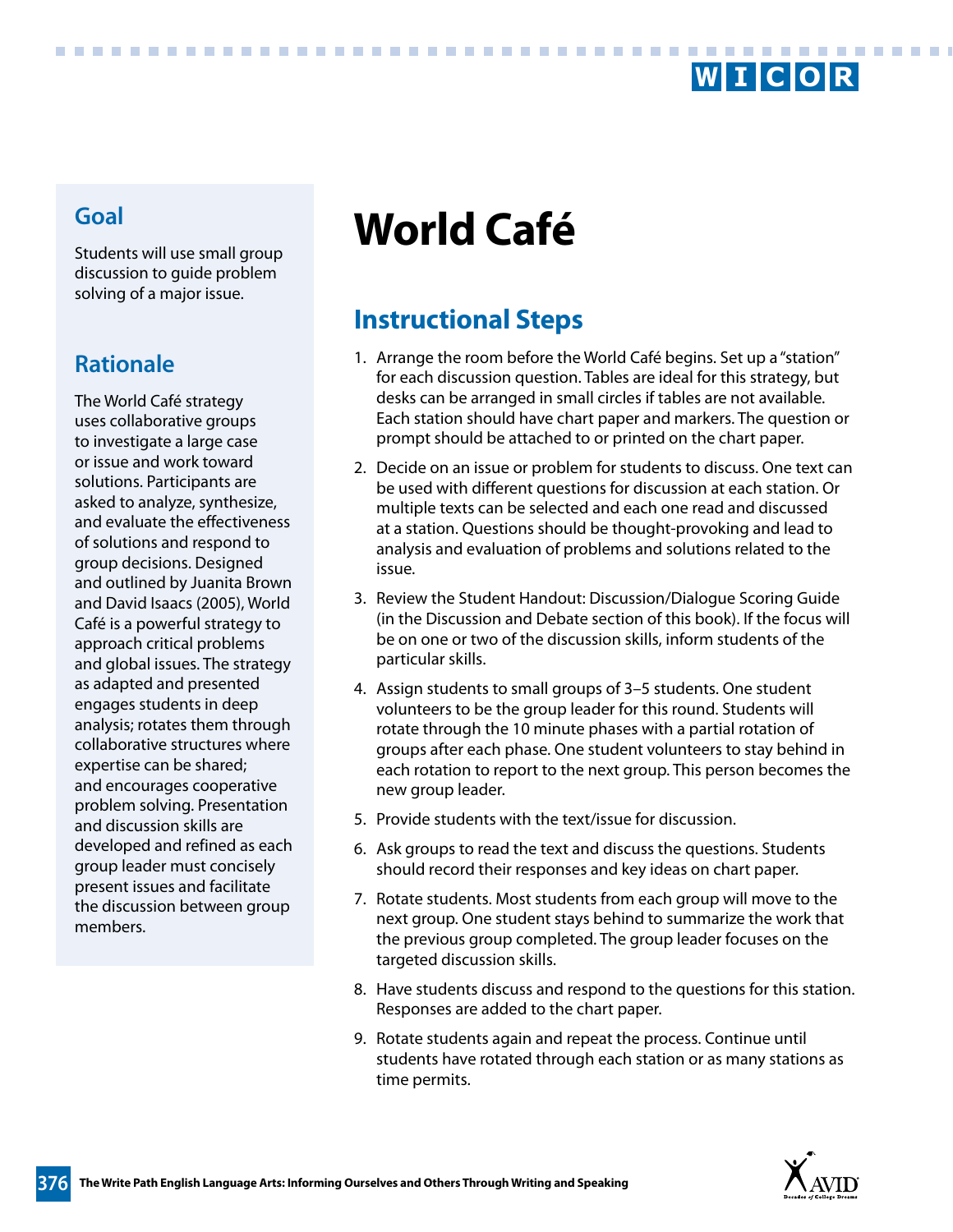# World Café

## Goal

Students will use small group discussion to guide problem solving of a major issue.

## Rationale

The World Café strategy uses collaborative groups to investigate a large case or issue and work toward solutions. Participants are asked to analyze, synthesize, and evaluate the effectiveness of solutions and respond to group decisions. Designed and outlined by Juanita Brown and David Isaacs (2005), World Café is a powerful strategy to approach critical problems and global issues. The strategy as adapted and presented engages students in deep analysis; rotates them through collaborative structures where expertise can be shared; and encourages cooperative problem solving. Presentation and discussion skills are developed and refined as each group leader must concisely present issues and facilitate the discussion between group members.

## Instructional Steps

1. Arrange the room before the World Café begins. Set up a "station" for each discussion question. Tables are ideal for this strategy, but desks can be arranged in small circles if tables are not available. Each station should have chart paper and markers. The question or prompt should be attached to or printed on the chart paper.
2. Decide on an issue or problem for students to discuss. One text can be used with different questions for discussion at each station. Or multiple texts can be selected and each one read and discussed at a station. Questions should be thought-provoking and lead to analysis and evaluation of problems and solutions related to the issue.
3. Review the Student Handout: Discussion/Dialogue Scoring Guide (in the Discussion and Debate section of this book). If the focus will be on one or two of the discussion skills, inform students of the particular skills.
4. Assign students to small groups of 3–5 students. One student volunteers to be the group leader for this round. Students will rotate through the 10 minute phases with a partial rotation of groups after each phase. One student volunteers to stay behind in each rotation to report to the next group. This person becomes the new group leader.
5. Provide students with the text/issue for discussion.
6. Ask groups to read the text and discuss the questions. Students should record their responses and key ideas on chart paper.
7. Rotate students. Most students from each group will move to the next group. One student stays behind to summarize the work that the previous group completed. The group leader focuses on the targeted discussion skills.
8. Have students discuss and respond to the questions for this station. Responses are added to the chart paper.
9. Rotate students again and repeat the process. Continue until students have rotated through each station or as many stations as time permits.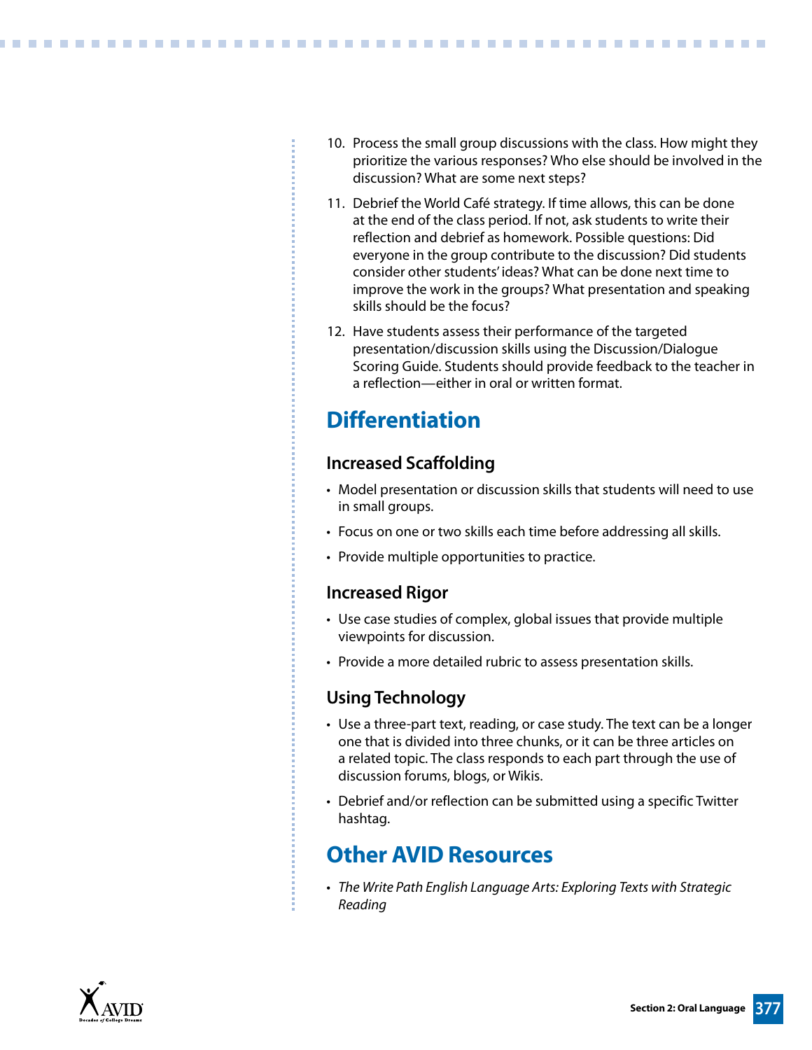10. Process the small group discussions with the class. How might they prioritize the various responses? Who else should be involved in the discussion? What are some next steps?
11. Debrief the World Café strategy. If time allows, this can be done at the end of the class period. If not, ask students to write their reflection and debrief as homework. Possible questions: Did everyone in the group contribute to the discussion? Did students consider other students' ideas? What can be done next time to improve the work in the groups? What presentation and speaking skills should be the focus?
12. Have students assess their performance of the targeted presentation/discussion skills using the Discussion/Dialogue Scoring Guide. Students should provide feedback to the teacher in a reflection—either in oral or written format.

## Differentiation

### Increased Scaffolding

- Model presentation or discussion skills that students will need to use in small groups.
- Focus on one or two skills each time before addressing all skills.
- Provide multiple opportunities to practice.

### Increased Rigor

- Use case studies of complex, global issues that provide multiple viewpoints for discussion.
- Provide a more detailed rubric to assess presentation skills.

### Using Technology

- Use a three-part text, reading, or case study. The text can be a longer one that is divided into three chunks, or it can be three articles on a related topic. The class responds to each part through the use of discussion forums, blogs, or Wikis.
- Debrief and/or reflection can be submitted using a specific Twitter hashtag.

## Other AVID Resources

- *The Write Path English Language Arts: Exploring Texts with Strategic Reading*